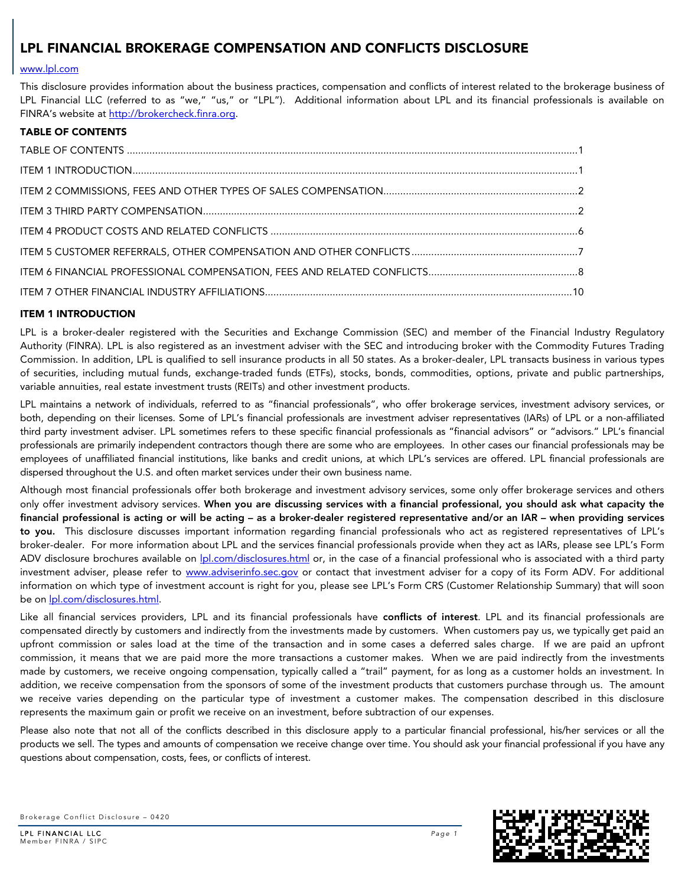# LPL FINANCIAL BROKERAGE COMPENSATION AND CONFLICTS DISCLOSURE

www.lpl.com

This disclosure provides information about the business practices, compensation and conflicts of interest related to the brokerage business of LPL Financial LLC (referred to as "we," "us," or "LPL"). Additional information about LPL and its financial professionals is available on FINRA's website at http://brokercheck.finra.org.

## TABLE OF CONTENTS

| | |
|---|---|
| TABLE OF CONTENTS | 1 |
| ITEM 1 INTRODUCTION | 1 |
| ITEM 2 COMMISSIONS, FEES AND OTHER TYPES OF SALES COMPENSATION | 2 |
| ITEM 3 THIRD PARTY COMPENSATION | 2 |
| ITEM 4 PRODUCT COSTS AND RELATED CONFLICTS | 6 |
| ITEM 5 CUSTOMER REFERRALS, OTHER COMPENSATION AND OTHER CONFLICTS | 7 |
| ITEM 6 FINANCIAL PROFESSIONAL COMPENSATION, FEES AND RELATED CONFLICTS | 8 |
| ITEM 7 OTHER FINANCIAL INDUSTRY AFFILIATIONS | 10 |

## ITEM 1 INTRODUCTION

LPL is a broker-dealer registered with the Securities and Exchange Commission (SEC) and member of the Financial Industry Regulatory Authority (FINRA). LPL is also registered as an investment adviser with the SEC and introducing broker with the Commodity Futures Trading Commission. In addition, LPL is qualified to sell insurance products in all 50 states. As a broker-dealer, LPL transacts business in various types of securities, including mutual funds, exchange-traded funds (ETFs), stocks, bonds, commodities, options, private and public partnerships, variable annuities, real estate investment trusts (REITs) and other investment products.

LPL maintains a network of individuals, referred to as "financial professionals", who offer brokerage services, investment advisory services, or both, depending on their licenses. Some of LPL's financial professionals are investment adviser representatives (IARs) of LPL or a non-affiliated third party investment adviser. LPL sometimes refers to these specific financial professionals as "financial advisors" or "advisors." LPL's financial professionals are primarily independent contractors though there are some who are employees. In other cases our financial professionals may be employees of unaffiliated financial institutions, like banks and credit unions, at which LPL's services are offered. LPL financial professionals are dispersed throughout the U.S. and often market services under their own business name.

Although most financial professionals offer both brokerage and investment advisory services, some only offer brokerage services and others only offer investment advisory services. **When you are discussing services with a financial professional, you should ask what capacity the financial professional is acting or will be acting – as a broker-dealer registered representative and/or an IAR – when providing services to you.** This disclosure discusses important information regarding financial professionals who act as registered representatives of LPL's broker-dealer. For more information about LPL and the services financial professionals provide when they act as IARs, please see LPL's Form ADV disclosure brochures available on lpl.com/disclosures.html or, in the case of a financial professional who is associated with a third party investment adviser, please refer to www.adviserinfo.sec.gov or contact that investment adviser for a copy of its Form ADV. For additional information on which type of investment account is right for you, please see LPL's Form CRS (Customer Relationship Summary) that will soon be on lpl.com/disclosures.html.

Like all financial services providers, LPL and its financial professionals have **conflicts of interest**. LPL and its financial professionals are compensated directly by customers and indirectly from the investments made by customers. When customers pay us, we typically get paid an upfront commission or sales load at the time of the transaction and in some cases a deferred sales charge. If we are paid an upfront commission, it means that we are paid more the more transactions a customer makes. When we are paid indirectly from the investments made by customers, we receive ongoing compensation, typically called a "trail" payment, for as long as a customer holds an investment. In addition, we receive compensation from the sponsors of some of the investment products that customers purchase through us. The amount we receive varies depending on the particular type of investment a customer makes. The compensation described in this disclosure represents the maximum gain or profit we receive on an investment, before subtraction of our expenses.

Please also note that not all of the conflicts described in this disclosure apply to a particular financial professional, his/her services or all the products we sell. The types and amounts of compensation we receive change over time. You should ask your financial professional if you have any questions about compensation, costs, fees, or conflicts of interest.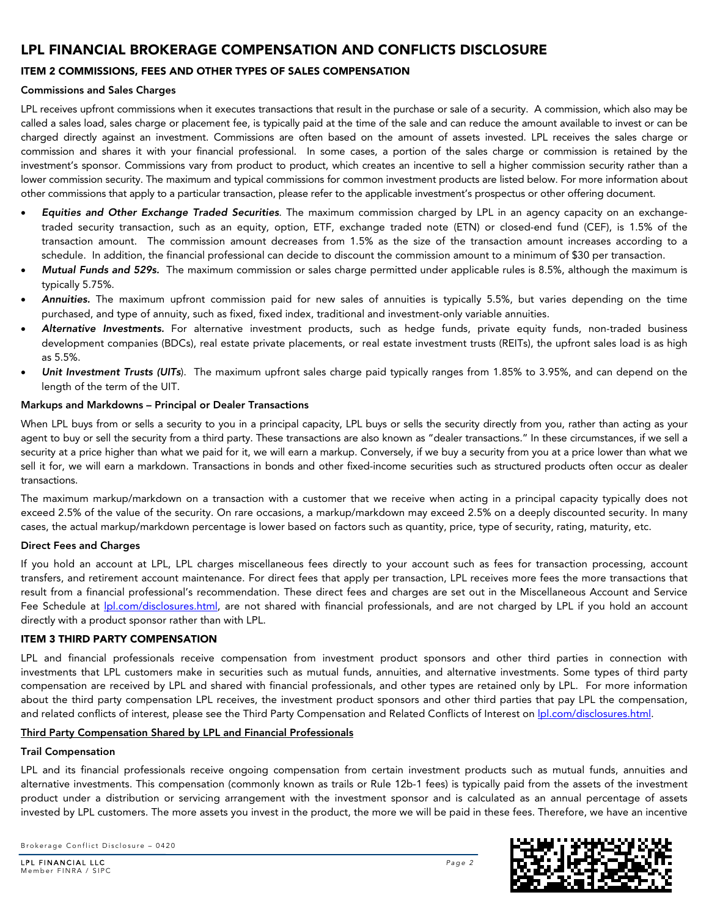# LPL FINANCIAL BROKERAGE COMPENSATION AND CONFLICTS DISCLOSURE

## ITEM 2 COMMISSIONS, FEES AND OTHER TYPES OF SALES COMPENSATION

### Commissions and Sales Charges

LPL receives upfront commissions when it executes transactions that result in the purchase or sale of a security. A commission, which also may be called a sales load, sales charge or placement fee, is typically paid at the time of the sale and can reduce the amount available to invest or can be charged directly against an investment. Commissions are often based on the amount of assets invested. LPL receives the sales charge or commission and shares it with your financial professional. In some cases, a portion of the sales charge or commission is retained by the investment's sponsor. Commissions vary from product to product, which creates an incentive to sell a higher commission security rather than a lower commission security. The maximum and typical commissions for common investment products are listed below. For more information about other commissions that apply to a particular transaction, please refer to the applicable investment's prospectus or other offering document.

- ***Equities and Other Exchange Traded Securities***. The maximum commission charged by LPL in an agency capacity on an exchange-traded security transaction, such as an equity, option, ETF, exchange traded note (ETN) or closed-end fund (CEF), is 1.5% of the transaction amount. The commission amount decreases from 1.5% as the size of the transaction amount increases according to a schedule. In addition, the financial professional can decide to discount the commission amount to a minimum of $30 per transaction.
- ***Mutual Funds and 529s.*** The maximum commission or sales charge permitted under applicable rules is 8.5%, although the maximum is typically 5.75%.
- ***Annuities.*** The maximum upfront commission paid for new sales of annuities is typically 5.5%, but varies depending on the time purchased, and type of annuity, such as fixed, fixed index, traditional and investment-only variable annuities.
- ***Alternative Investments.*** For alternative investment products, such as hedge funds, private equity funds, non-traded business development companies (BDCs), real estate private placements, or real estate investment trusts (REITs), the upfront sales load is as high as 5.5%.
- ***Unit Investment Trusts (UITs***). The maximum upfront sales charge paid typically ranges from 1.85% to 3.95%, and can depend on the length of the term of the UIT.

### Markups and Markdowns – Principal or Dealer Transactions

When LPL buys from or sells a security to you in a principal capacity, LPL buys or sells the security directly from you, rather than acting as your agent to buy or sell the security from a third party. These transactions are also known as "dealer transactions." In these circumstances, if we sell a security at a price higher than what we paid for it, we will earn a markup. Conversely, if we buy a security from you at a price lower than what we sell it for, we will earn a markdown. Transactions in bonds and other fixed-income securities such as structured products often occur as dealer transactions.

The maximum markup/markdown on a transaction with a customer that we receive when acting in a principal capacity typically does not exceed 2.5% of the value of the security. On rare occasions, a markup/markdown may exceed 2.5% on a deeply discounted security. In many cases, the actual markup/markdown percentage is lower based on factors such as quantity, price, type of security, rating, maturity, etc.

### Direct Fees and Charges

If you hold an account at LPL, LPL charges miscellaneous fees directly to your account such as fees for transaction processing, account transfers, and retirement account maintenance. For direct fees that apply per transaction, LPL receives more fees the more transactions that result from a financial professional's recommendation. These direct fees and charges are set out in the Miscellaneous Account and Service Fee Schedule at lpl.com/disclosures.html, are not shared with financial professionals, and are not charged by LPL if you hold an account directly with a product sponsor rather than with LPL.

## ITEM 3 THIRD PARTY COMPENSATION

LPL and financial professionals receive compensation from investment product sponsors and other third parties in connection with investments that LPL customers make in securities such as mutual funds, annuities, and alternative investments. Some types of third party compensation are received by LPL and shared with financial professionals, and other types are retained only by LPL. For more information about the third party compensation LPL receives, the investment product sponsors and other third parties that pay LPL the compensation, and related conflicts of interest, please see the Third Party Compensation and Related Conflicts of Interest on lpl.com/disclosures.html.

### Third Party Compensation Shared by LPL and Financial Professionals

#### Trail Compensation

LPL and its financial professionals receive ongoing compensation from certain investment products such as mutual funds, annuities and alternative investments. This compensation (commonly known as trails or Rule 12b-1 fees) is typically paid from the assets of the investment product under a distribution or servicing arrangement with the investment sponsor and is calculated as an annual percentage of assets invested by LPL customers. The more assets you invest in the product, the more we will be paid in these fees. Therefore, we have an incentive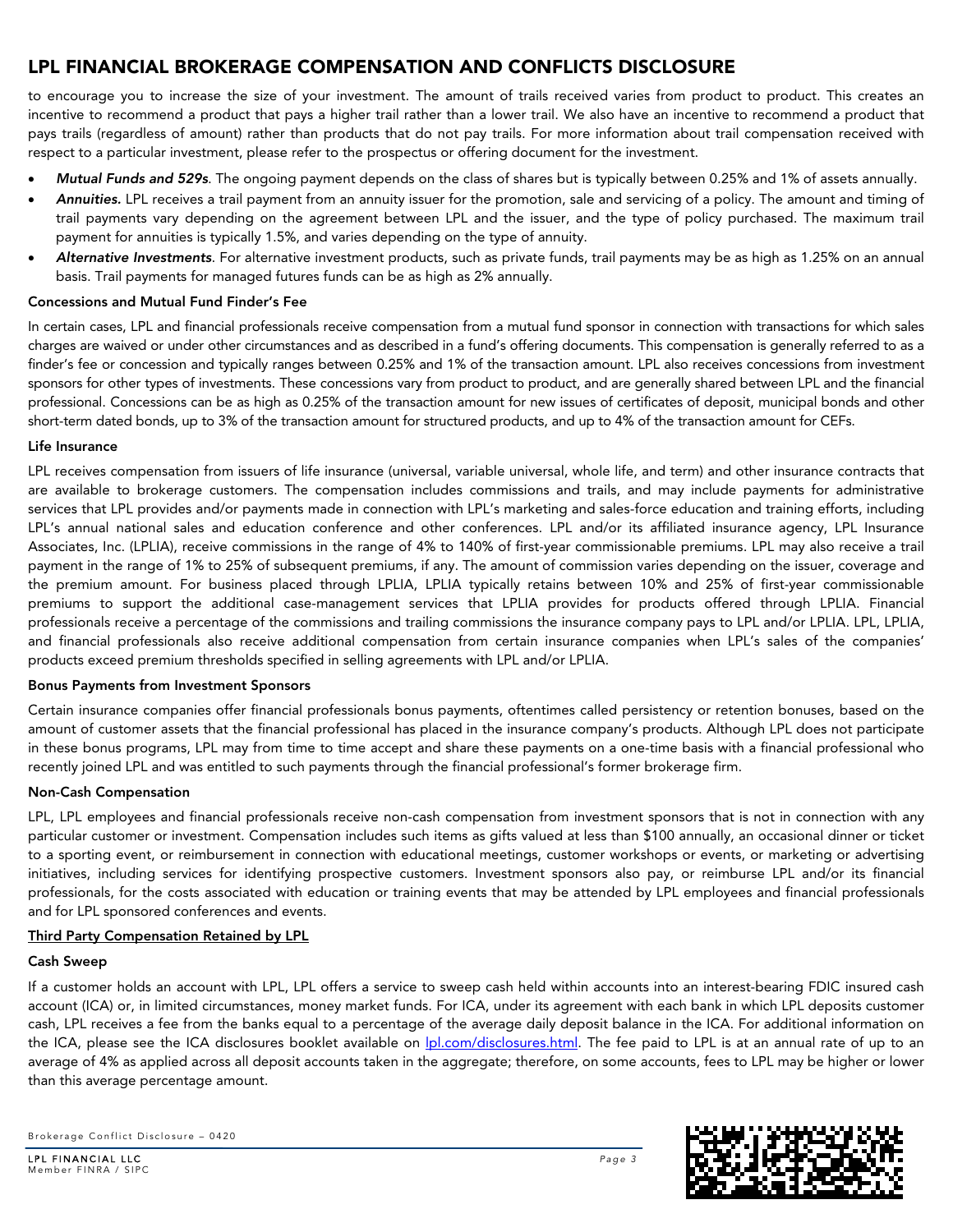to encourage you to increase the size of your investment. The amount of trails received varies from product to product. This creates an incentive to recommend a product that pays a higher trail rather than a lower trail. We also have an incentive to recommend a product that pays trails (regardless of amount) rather than products that do not pay trails. For more information about trail compensation received with respect to a particular investment, please refer to the prospectus or offering document for the investment.

- ***Mutual Funds and 529s***. The ongoing payment depends on the class of shares but is typically between 0.25% and 1% of assets annually.
- ***Annuities.*** LPL receives a trail payment from an annuity issuer for the promotion, sale and servicing of a policy. The amount and timing of trail payments vary depending on the agreement between LPL and the issuer, and the type of policy purchased. The maximum trail payment for annuities is typically 1.5%, and varies depending on the type of annuity.
- ***Alternative Investments***. For alternative investment products, such as private funds, trail payments may be as high as 1.25% on an annual basis. Trail payments for managed futures funds can be as high as 2% annually.

**Concessions and Mutual Fund Finder's Fee**

In certain cases, LPL and financial professionals receive compensation from a mutual fund sponsor in connection with transactions for which sales charges are waived or under other circumstances and as described in a fund's offering documents. This compensation is generally referred to as a finder's fee or concession and typically ranges between 0.25% and 1% of the transaction amount. LPL also receives concessions from investment sponsors for other types of investments. These concessions vary from product to product, and are generally shared between LPL and the financial professional. Concessions can be as high as 0.25% of the transaction amount for new issues of certificates of deposit, municipal bonds and other short-term dated bonds, up to 3% of the transaction amount for structured products, and up to 4% of the transaction amount for CEFs.

**Life Insurance**

LPL receives compensation from issuers of life insurance (universal, variable universal, whole life, and term) and other insurance contracts that are available to brokerage customers. The compensation includes commissions and trails, and may include payments for administrative services that LPL provides and/or payments made in connection with LPL's marketing and sales-force education and training efforts, including LPL's annual national sales and education conference and other conferences. LPL and/or its affiliated insurance agency, LPL Insurance Associates, Inc. (LPLIA), receive commissions in the range of 4% to 140% of first-year commissionable premiums. LPL may also receive a trail payment in the range of 1% to 25% of subsequent premiums, if any. The amount of commission varies depending on the issuer, coverage and the premium amount. For business placed through LPLIA, LPLIA typically retains between 10% and 25% of first-year commissionable premiums to support the additional case-management services that LPLIA provides for products offered through LPLIA. Financial professionals receive a percentage of the commissions and trailing commissions the insurance company pays to LPL and/or LPLIA. LPL, LPLIA, and financial professionals also receive additional compensation from certain insurance companies when LPL's sales of the companies' products exceed premium thresholds specified in selling agreements with LPL and/or LPLIA.

**Bonus Payments from Investment Sponsors**

Certain insurance companies offer financial professionals bonus payments, oftentimes called persistency or retention bonuses, based on the amount of customer assets that the financial professional has placed in the insurance company's products. Although LPL does not participate in these bonus programs, LPL may from time to time accept and share these payments on a one-time basis with a financial professional who recently joined LPL and was entitled to such payments through the financial professional's former brokerage firm.

**Non-Cash Compensation**

LPL, LPL employees and financial professionals receive non-cash compensation from investment sponsors that is not in connection with any particular customer or investment. Compensation includes such items as gifts valued at less than $100 annually, an occasional dinner or ticket to a sporting event, or reimbursement in connection with educational meetings, customer workshops or events, or marketing or advertising initiatives, including services for identifying prospective customers. Investment sponsors also pay, or reimburse LPL and/or its financial professionals, for the costs associated with education or training events that may be attended by LPL employees and financial professionals and for LPL sponsored conferences and events.

## Third Party Compensation Retained by LPL

**Cash Sweep**

If a customer holds an account with LPL, LPL offers a service to sweep cash held within accounts into an interest-bearing FDIC insured cash account (ICA) or, in limited circumstances, money market funds. For ICA, under its agreement with each bank in which LPL deposits customer cash, LPL receives a fee from the banks equal to a percentage of the average daily deposit balance in the ICA. For additional information on the ICA, please see the ICA disclosures booklet available on lpl.com/disclosures.html. The fee paid to LPL is at an annual rate of up to an average of 4% as applied across all deposit accounts taken in the aggregate; therefore, on some accounts, fees to LPL may be higher or lower than this average percentage amount.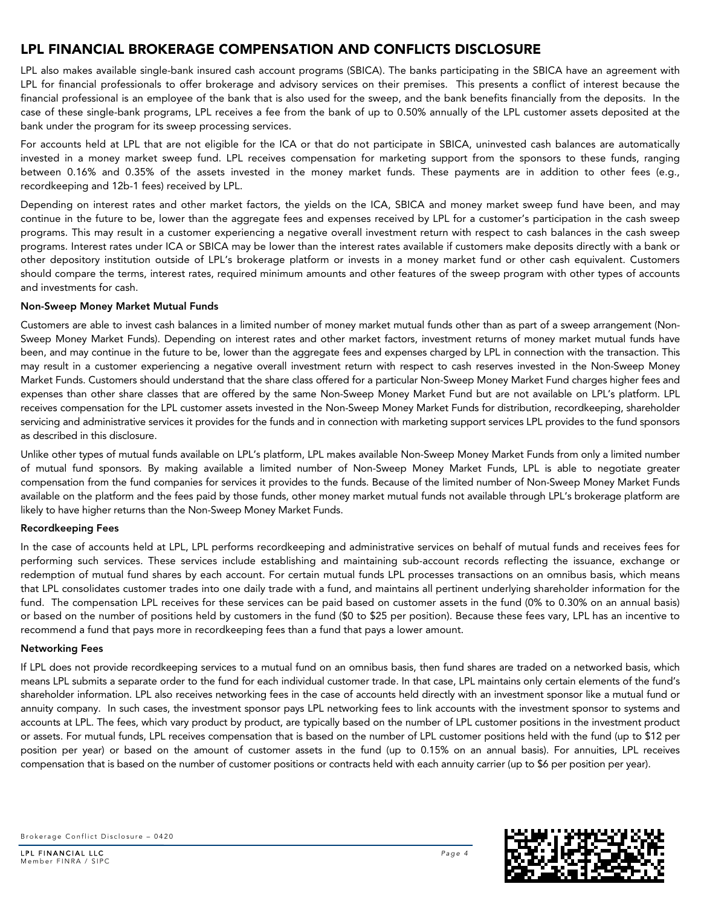# LPL FINANCIAL BROKERAGE COMPENSATION AND CONFLICTS DISCLOSURE

LPL also makes available single-bank insured cash account programs (SBICA). The banks participating in the SBICA have an agreement with LPL for financial professionals to offer brokerage and advisory services on their premises. This presents a conflict of interest because the financial professional is an employee of the bank that is also used for the sweep, and the bank benefits financially from the deposits. In the case of these single-bank programs, LPL receives a fee from the bank of up to 0.50% annually of the LPL customer assets deposited at the bank under the program for its sweep processing services.

For accounts held at LPL that are not eligible for the ICA or that do not participate in SBICA, uninvested cash balances are automatically invested in a money market sweep fund. LPL receives compensation for marketing support from the sponsors to these funds, ranging between 0.16% and 0.35% of the assets invested in the money market funds. These payments are in addition to other fees (e.g., recordkeeping and 12b-1 fees) received by LPL.

Depending on interest rates and other market factors, the yields on the ICA, SBICA and money market sweep fund have been, and may continue in the future to be, lower than the aggregate fees and expenses received by LPL for a customer's participation in the cash sweep programs. This may result in a customer experiencing a negative overall investment return with respect to cash balances in the cash sweep programs. Interest rates under ICA or SBICA may be lower than the interest rates available if customers make deposits directly with a bank or other depository institution outside of LPL's brokerage platform or invests in a money market fund or other cash equivalent. Customers should compare the terms, interest rates, required minimum amounts and other features of the sweep program with other types of accounts and investments for cash.

**Non-Sweep Money Market Mutual Funds**

Customers are able to invest cash balances in a limited number of money market mutual funds other than as part of a sweep arrangement (Non-Sweep Money Market Funds). Depending on interest rates and other market factors, investment returns of money market mutual funds have been, and may continue in the future to be, lower than the aggregate fees and expenses charged by LPL in connection with the transaction. This may result in a customer experiencing a negative overall investment return with respect to cash reserves invested in the Non-Sweep Money Market Funds. Customers should understand that the share class offered for a particular Non-Sweep Money Market Fund charges higher fees and expenses than other share classes that are offered by the same Non-Sweep Money Market Fund but are not available on LPL's platform. LPL receives compensation for the LPL customer assets invested in the Non-Sweep Money Market Funds for distribution, recordkeeping, shareholder servicing and administrative services it provides for the funds and in connection with marketing support services LPL provides to the fund sponsors as described in this disclosure.

Unlike other types of mutual funds available on LPL's platform, LPL makes available Non-Sweep Money Market Funds from only a limited number of mutual fund sponsors. By making available a limited number of Non-Sweep Money Market Funds, LPL is able to negotiate greater compensation from the fund companies for services it provides to the funds. Because of the limited number of Non-Sweep Money Market Funds available on the platform and the fees paid by those funds, other money market mutual funds not available through LPL's brokerage platform are likely to have higher returns than the Non-Sweep Money Market Funds.

**Recordkeeping Fees**

In the case of accounts held at LPL, LPL performs recordkeeping and administrative services on behalf of mutual funds and receives fees for performing such services. These services include establishing and maintaining sub-account records reflecting the issuance, exchange or redemption of mutual fund shares by each account. For certain mutual funds LPL processes transactions on an omnibus basis, which means that LPL consolidates customer trades into one daily trade with a fund, and maintains all pertinent underlying shareholder information for the fund. The compensation LPL receives for these services can be paid based on customer assets in the fund (0% to 0.30% on an annual basis) or based on the number of positions held by customers in the fund ($0 to $25 per position). Because these fees vary, LPL has an incentive to recommend a fund that pays more in recordkeeping fees than a fund that pays a lower amount.

**Networking Fees**

If LPL does not provide recordkeeping services to a mutual fund on an omnibus basis, then fund shares are traded on a networked basis, which means LPL submits a separate order to the fund for each individual customer trade. In that case, LPL maintains only certain elements of the fund's shareholder information. LPL also receives networking fees in the case of accounts held directly with an investment sponsor like a mutual fund or annuity company. In such cases, the investment sponsor pays LPL networking fees to link accounts with the investment sponsor to systems and accounts at LPL. The fees, which vary product by product, are typically based on the number of LPL customer positions in the investment product or assets. For mutual funds, LPL receives compensation that is based on the number of LPL customer positions held with the fund (up to $12 per position per year) or based on the amount of customer assets in the fund (up to 0.15% on an annual basis). For annuities, LPL receives compensation that is based on the number of customer positions or contracts held with each annuity carrier (up to $6 per position per year).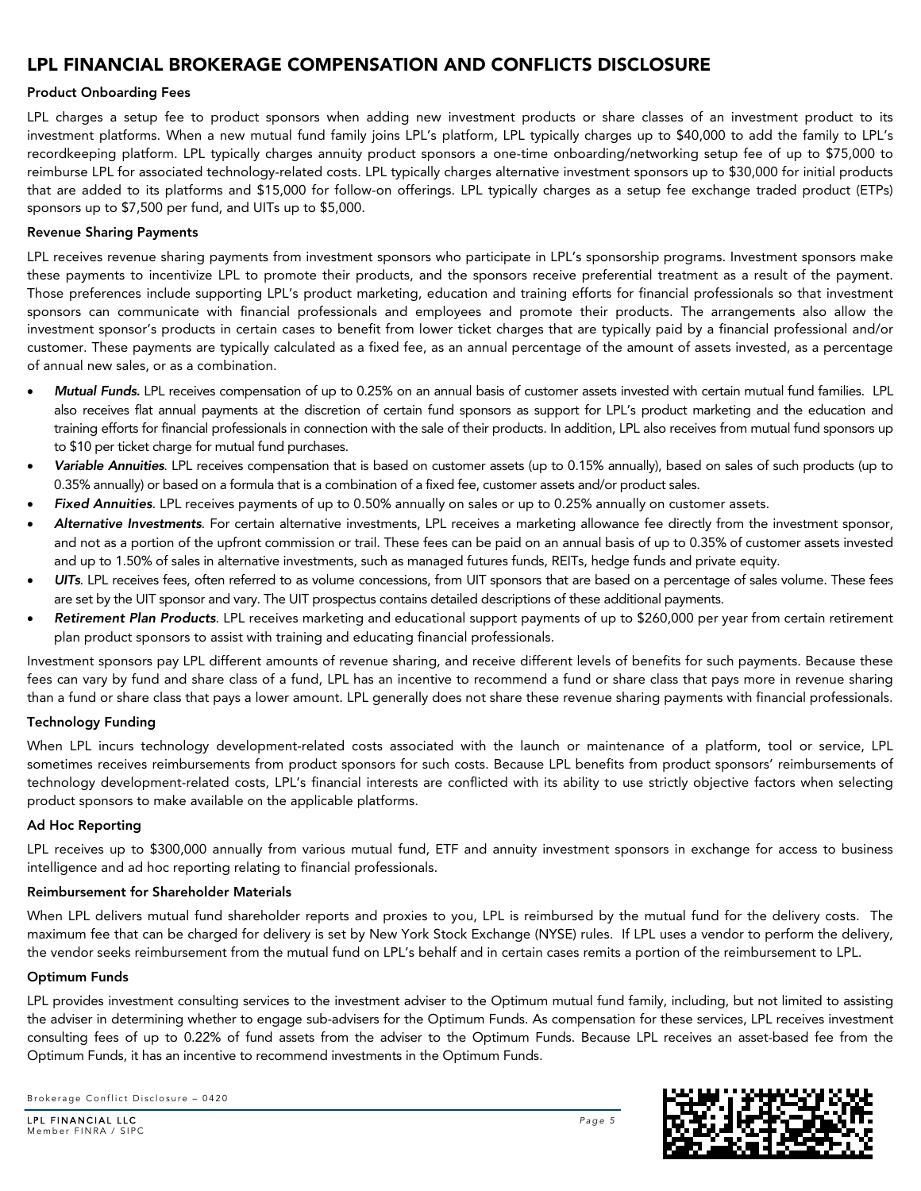# LPL FINANCIAL BROKERAGE COMPENSATION AND CONFLICTS DISCLOSURE

### Product Onboarding Fees

LPL charges a setup fee to product sponsors when adding new investment products or share classes of an investment product to its investment platforms. When a new mutual fund family joins LPL's platform, LPL typically charges up to $40,000 to add the family to LPL's recordkeeping platform. LPL typically charges annuity product sponsors a one-time onboarding/networking setup fee of up to $75,000 to reimburse LPL for associated technology-related costs. LPL typically charges alternative investment sponsors up to $30,000 for initial products that are added to its platforms and $15,000 for follow-on offerings. LPL typically charges as a setup fee exchange traded product (ETPs) sponsors up to $7,500 per fund, and UITs up to $5,000.

### Revenue Sharing Payments

LPL receives revenue sharing payments from investment sponsors who participate in LPL's sponsorship programs. Investment sponsors make these payments to incentivize LPL to promote their products, and the sponsors receive preferential treatment as a result of the payment. Those preferences include supporting LPL's product marketing, education and training efforts for financial professionals so that investment sponsors can communicate with financial professionals and employees and promote their products. The arrangements also allow the investment sponsor's products in certain cases to benefit from lower ticket charges that are typically paid by a financial professional and/or customer. These payments are typically calculated as a fixed fee, as an annual percentage of the amount of assets invested, as a percentage of annual new sales, or as a combination.

- ***Mutual Funds.*** LPL receives compensation of up to 0.25% on an annual basis of customer assets invested with certain mutual fund families. LPL also receives flat annual payments at the discretion of certain fund sponsors as support for LPL's product marketing and the education and training efforts for financial professionals in connection with the sale of their products. In addition, LPL also receives from mutual fund sponsors up to $10 per ticket charge for mutual fund purchases.
- ***Variable Annuities***. LPL receives compensation that is based on customer assets (up to 0.15% annually), based on sales of such products (up to 0.35% annually) or based on a formula that is a combination of a fixed fee, customer assets and/or product sales.
- ***Fixed Annuities***. LPL receives payments of up to 0.50% annually on sales or up to 0.25% annually on customer assets.
- ***Alternative Investments***. For certain alternative investments, LPL receives a marketing allowance fee directly from the investment sponsor, and not as a portion of the upfront commission or trail. These fees can be paid on an annual basis of up to 0.35% of customer assets invested and up to 1.50% of sales in alternative investments, such as managed futures funds, REITs, hedge funds and private equity.
- ***UITs***. LPL receives fees, often referred to as volume concessions, from UIT sponsors that are based on a percentage of sales volume. These fees are set by the UIT sponsor and vary. The UIT prospectus contains detailed descriptions of these additional payments.
- ***Retirement Plan Products***. LPL receives marketing and educational support payments of up to $260,000 per year from certain retirement plan product sponsors to assist with training and educating financial professionals.

Investment sponsors pay LPL different amounts of revenue sharing, and receive different levels of benefits for such payments. Because these fees can vary by fund and share class of a fund, LPL has an incentive to recommend a fund or share class that pays more in revenue sharing than a fund or share class that pays a lower amount. LPL generally does not share these revenue sharing payments with financial professionals.

### Technology Funding

When LPL incurs technology development-related costs associated with the launch or maintenance of a platform, tool or service, LPL sometimes receives reimbursements from product sponsors for such costs. Because LPL benefits from product sponsors' reimbursements of technology development-related costs, LPL's financial interests are conflicted with its ability to use strictly objective factors when selecting product sponsors to make available on the applicable platforms.

### Ad Hoc Reporting

LPL receives up to $300,000 annually from various mutual fund, ETF and annuity investment sponsors in exchange for access to business intelligence and ad hoc reporting relating to financial professionals.

### Reimbursement for Shareholder Materials

When LPL delivers mutual fund shareholder reports and proxies to you, LPL is reimbursed by the mutual fund for the delivery costs. The maximum fee that can be charged for delivery is set by New York Stock Exchange (NYSE) rules. If LPL uses a vendor to perform the delivery, the vendor seeks reimbursement from the mutual fund on LPL's behalf and in certain cases remits a portion of the reimbursement to LPL.

### Optimum Funds

LPL provides investment consulting services to the investment adviser to the Optimum mutual fund family, including, but not limited to assisting the adviser in determining whether to engage sub-advisers for the Optimum Funds. As compensation for these services, LPL receives investment consulting fees of up to 0.22% of fund assets from the adviser to the Optimum Funds. Because LPL receives an asset-based fee from the Optimum Funds, it has an incentive to recommend investments in the Optimum Funds.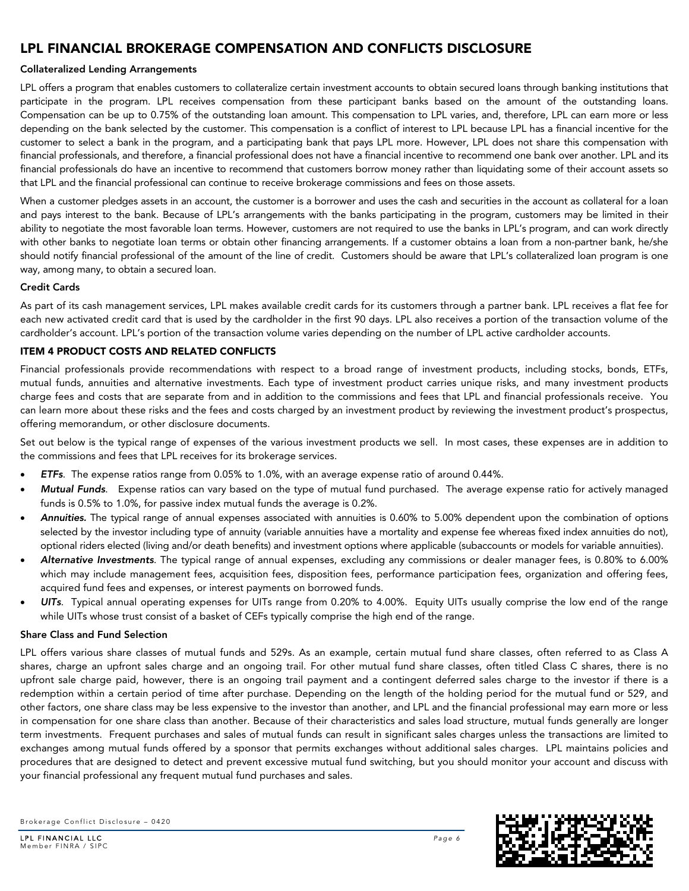# LPL FINANCIAL BROKERAGE COMPENSATION AND CONFLICTS DISCLOSURE

### Collateralized Lending Arrangements

LPL offers a program that enables customers to collateralize certain investment accounts to obtain secured loans through banking institutions that participate in the program. LPL receives compensation from these participant banks based on the amount of the outstanding loans. Compensation can be up to 0.75% of the outstanding loan amount. This compensation to LPL varies, and, therefore, LPL can earn more or less depending on the bank selected by the customer. This compensation is a conflict of interest to LPL because LPL has a financial incentive for the customer to select a bank in the program, and a participating bank that pays LPL more. However, LPL does not share this compensation with financial professionals, and therefore, a financial professional does not have a financial incentive to recommend one bank over another. LPL and its financial professionals do have an incentive to recommend that customers borrow money rather than liquidating some of their account assets so that LPL and the financial professional can continue to receive brokerage commissions and fees on those assets.

When a customer pledges assets in an account, the customer is a borrower and uses the cash and securities in the account as collateral for a loan and pays interest to the bank. Because of LPL's arrangements with the banks participating in the program, customers may be limited in their ability to negotiate the most favorable loan terms. However, customers are not required to use the banks in LPL's program, and can work directly with other banks to negotiate loan terms or obtain other financing arrangements. If a customer obtains a loan from a non-partner bank, he/she should notify financial professional of the amount of the line of credit. Customers should be aware that LPL's collateralized loan program is one way, among many, to obtain a secured loan.

### Credit Cards

As part of its cash management services, LPL makes available credit cards for its customers through a partner bank. LPL receives a flat fee for each new activated credit card that is used by the cardholder in the first 90 days. LPL also receives a portion of the transaction volume of the cardholder's account. LPL's portion of the transaction volume varies depending on the number of LPL active cardholder accounts.

## ITEM 4 PRODUCT COSTS AND RELATED CONFLICTS

Financial professionals provide recommendations with respect to a broad range of investment products, including stocks, bonds, ETFs, mutual funds, annuities and alternative investments. Each type of investment product carries unique risks, and many investment products charge fees and costs that are separate from and in addition to the commissions and fees that LPL and financial professionals receive. You can learn more about these risks and the fees and costs charged by an investment product by reviewing the investment product's prospectus, offering memorandum, or other disclosure documents.

Set out below is the typical range of expenses of the various investment products we sell. In most cases, these expenses are in addition to the commissions and fees that LPL receives for its brokerage services.

- ***ETFs***. The expense ratios range from 0.05% to 1.0%, with an average expense ratio of around 0.44%.
- ***Mutual Funds***. Expense ratios can vary based on the type of mutual fund purchased. The average expense ratio for actively managed funds is 0.5% to 1.0%, for passive index mutual funds the average is 0.2%.
- ***Annuities.*** The typical range of annual expenses associated with annuities is 0.60% to 5.00% dependent upon the combination of options selected by the investor including type of annuity (variable annuities have a mortality and expense fee whereas fixed index annuities do not), optional riders elected (living and/or death benefits) and investment options where applicable (subaccounts or models for variable annuities).
- ***Alternative Investments***. The typical range of annual expenses, excluding any commissions or dealer manager fees, is 0.80% to 6.00% which may include management fees, acquisition fees, disposition fees, performance participation fees, organization and offering fees, acquired fund fees and expenses, or interest payments on borrowed funds.
- ***UITs***. Typical annual operating expenses for UITs range from 0.20% to 4.00%. Equity UITs usually comprise the low end of the range while UITs whose trust consist of a basket of CEFs typically comprise the high end of the range.

### Share Class and Fund Selection

LPL offers various share classes of mutual funds and 529s. As an example, certain mutual fund share classes, often referred to as Class A shares, charge an upfront sales charge and an ongoing trail. For other mutual fund share classes, often titled Class C shares, there is no upfront sale charge paid, however, there is an ongoing trail payment and a contingent deferred sales charge to the investor if there is a redemption within a certain period of time after purchase. Depending on the length of the holding period for the mutual fund or 529, and other factors, one share class may be less expensive to the investor than another, and LPL and the financial professional may earn more or less in compensation for one share class than another. Because of their characteristics and sales load structure, mutual funds generally are longer term investments. Frequent purchases and sales of mutual funds can result in significant sales charges unless the transactions are limited to exchanges among mutual funds offered by a sponsor that permits exchanges without additional sales charges. LPL maintains policies and procedures that are designed to detect and prevent excessive mutual fund switching, but you should monitor your account and discuss with your financial professional any frequent mutual fund purchases and sales.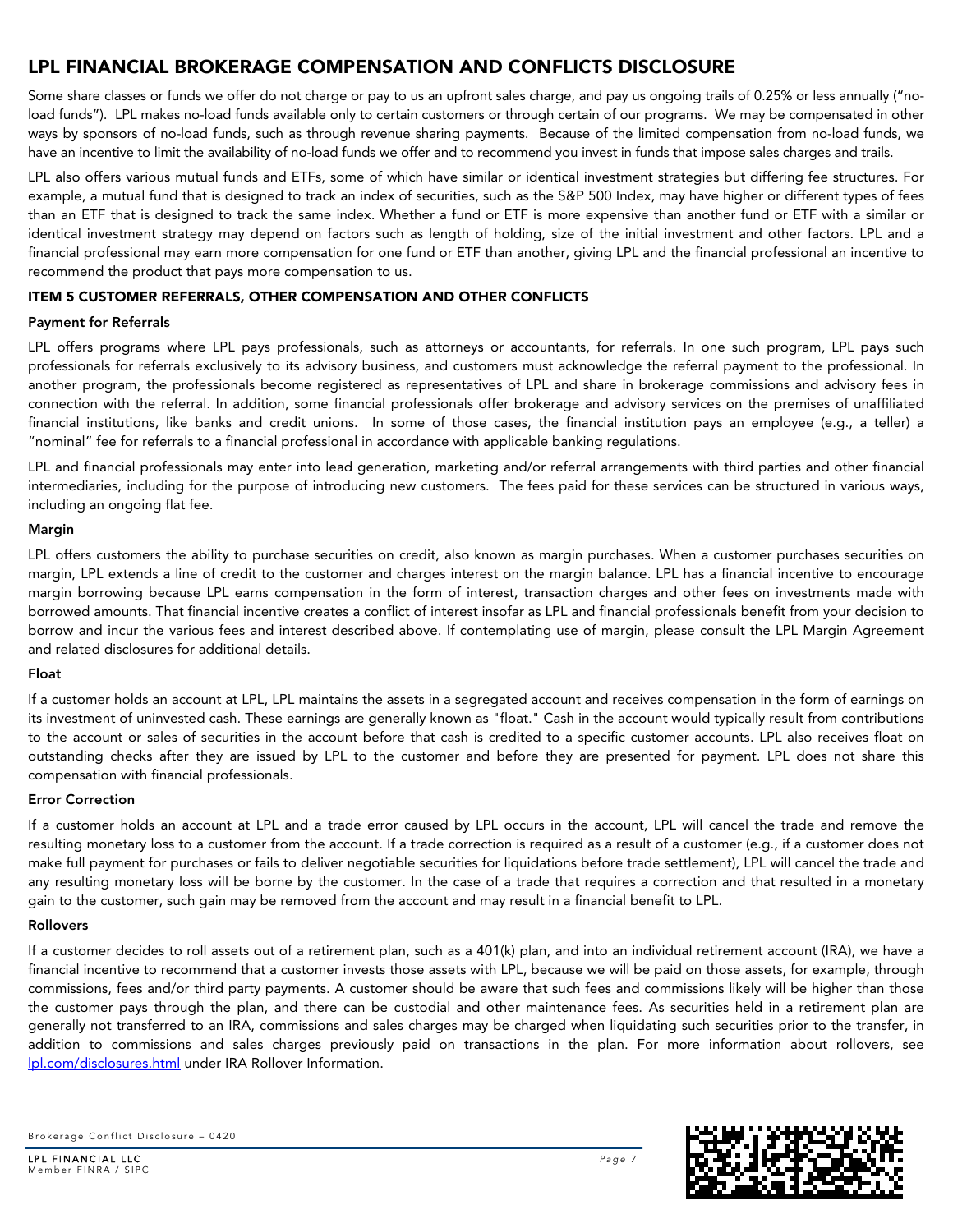## LPL FINANCIAL BROKERAGE COMPENSATION AND CONFLICTS DISCLOSURE

Some share classes or funds we offer do not charge or pay to us an upfront sales charge, and pay us ongoing trails of 0.25% or less annually ("no-load funds"). LPL makes no-load funds available only to certain customers or through certain of our programs. We may be compensated in other ways by sponsors of no-load funds, such as through revenue sharing payments. Because of the limited compensation from no-load funds, we have an incentive to limit the availability of no-load funds we offer and to recommend you invest in funds that impose sales charges and trails.

LPL also offers various mutual funds and ETFs, some of which have similar or identical investment strategies but differing fee structures. For example, a mutual fund that is designed to track an index of securities, such as the S&P 500 Index, may have higher or different types of fees than an ETF that is designed to track the same index. Whether a fund or ETF is more expensive than another fund or ETF with a similar or identical investment strategy may depend on factors such as length of holding, size of the initial investment and other factors. LPL and a financial professional may earn more compensation for one fund or ETF than another, giving LPL and the financial professional an incentive to recommend the product that pays more compensation to us.

### ITEM 5 CUSTOMER REFERRALS, OTHER COMPENSATION AND OTHER CONFLICTS

#### Payment for Referrals

LPL offers programs where LPL pays professionals, such as attorneys or accountants, for referrals. In one such program, LPL pays such professionals for referrals exclusively to its advisory business, and customers must acknowledge the referral payment to the professional. In another program, the professionals become registered as representatives of LPL and share in brokerage commissions and advisory fees in connection with the referral. In addition, some financial professionals offer brokerage and advisory services on the premises of unaffiliated financial institutions, like banks and credit unions. In some of those cases, the financial institution pays an employee (e.g., a teller) a "nominal" fee for referrals to a financial professional in accordance with applicable banking regulations.

LPL and financial professionals may enter into lead generation, marketing and/or referral arrangements with third parties and other financial intermediaries, including for the purpose of introducing new customers. The fees paid for these services can be structured in various ways, including an ongoing flat fee.

#### Margin

LPL offers customers the ability to purchase securities on credit, also known as margin purchases. When a customer purchases securities on margin, LPL extends a line of credit to the customer and charges interest on the margin balance. LPL has a financial incentive to encourage margin borrowing because LPL earns compensation in the form of interest, transaction charges and other fees on investments made with borrowed amounts. That financial incentive creates a conflict of interest insofar as LPL and financial professionals benefit from your decision to borrow and incur the various fees and interest described above. If contemplating use of margin, please consult the LPL Margin Agreement and related disclosures for additional details.

#### Float

If a customer holds an account at LPL, LPL maintains the assets in a segregated account and receives compensation in the form of earnings on its investment of uninvested cash. These earnings are generally known as "float." Cash in the account would typically result from contributions to the account or sales of securities in the account before that cash is credited to a specific customer accounts. LPL also receives float on outstanding checks after they are issued by LPL to the customer and before they are presented for payment. LPL does not share this compensation with financial professionals.

#### Error Correction

If a customer holds an account at LPL and a trade error caused by LPL occurs in the account, LPL will cancel the trade and remove the resulting monetary loss to a customer from the account. If a trade correction is required as a result of a customer (e.g., if a customer does not make full payment for purchases or fails to deliver negotiable securities for liquidations before trade settlement), LPL will cancel the trade and any resulting monetary loss will be borne by the customer. In the case of a trade that requires a correction and that resulted in a monetary gain to the customer, such gain may be removed from the account and may result in a financial benefit to LPL.

#### Rollovers

If a customer decides to roll assets out of a retirement plan, such as a 401(k) plan, and into an individual retirement account (IRA), we have a financial incentive to recommend that a customer invests those assets with LPL, because we will be paid on those assets, for example, through commissions, fees and/or third party payments. A customer should be aware that such fees and commissions likely will be higher than those the customer pays through the plan, and there can be custodial and other maintenance fees. As securities held in a retirement plan are generally not transferred to an IRA, commissions and sales charges may be charged when liquidating such securities prior to the transfer, in addition to commissions and sales charges previously paid on transactions in the plan. For more information about rollovers, see [lpl.com/disclosures.html](lpl.com/disclosures.html) under IRA Rollover Information.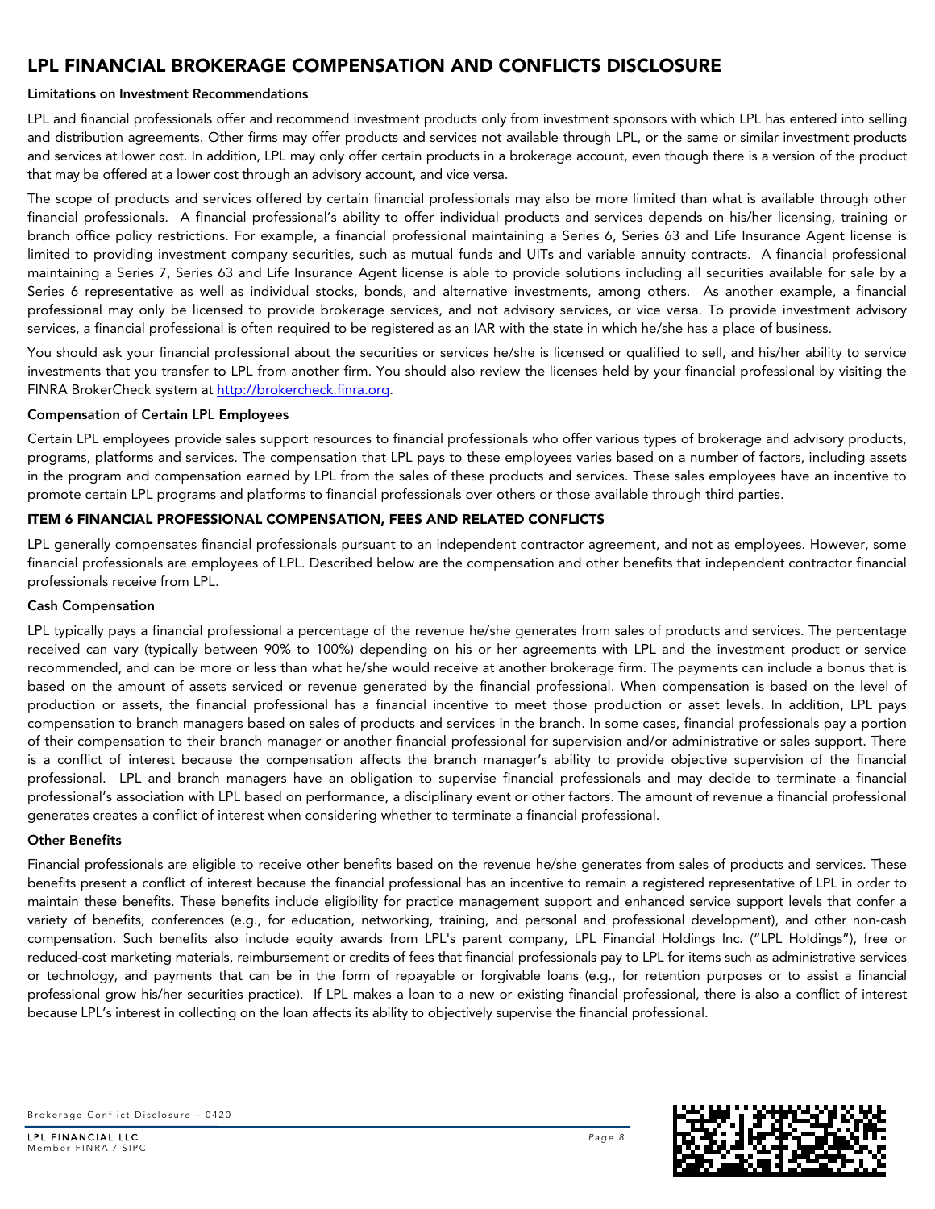# LPL FINANCIAL BROKERAGE COMPENSATION AND CONFLICTS DISCLOSURE

### Limitations on Investment Recommendations

LPL and financial professionals offer and recommend investment products only from investment sponsors with which LPL has entered into selling and distribution agreements. Other firms may offer products and services not available through LPL, or the same or similar investment products and services at lower cost. In addition, LPL may only offer certain products in a brokerage account, even though there is a version of the product that may be offered at a lower cost through an advisory account, and vice versa.

The scope of products and services offered by certain financial professionals may also be more limited than what is available through other financial professionals. A financial professional's ability to offer individual products and services depends on his/her licensing, training or branch office policy restrictions. For example, a financial professional maintaining a Series 6, Series 63 and Life Insurance Agent license is limited to providing investment company securities, such as mutual funds and UITs and variable annuity contracts. A financial professional maintaining a Series 7, Series 63 and Life Insurance Agent license is able to provide solutions including all securities available for sale by a Series 6 representative as well as individual stocks, bonds, and alternative investments, among others. As another example, a financial professional may only be licensed to provide brokerage services, and not advisory services, or vice versa. To provide investment advisory services, a financial professional is often required to be registered as an IAR with the state in which he/she has a place of business.

You should ask your financial professional about the securities or services he/she is licensed or qualified to sell, and his/her ability to service investments that you transfer to LPL from another firm. You should also review the licenses held by your financial professional by visiting the FINRA BrokerCheck system at [http://brokercheck.finra.org](http://brokercheck.finra.org).

### Compensation of Certain LPL Employees

Certain LPL employees provide sales support resources to financial professionals who offer various types of brokerage and advisory products, programs, platforms and services. The compensation that LPL pays to these employees varies based on a number of factors, including assets in the program and compensation earned by LPL from the sales of these products and services. These sales employees have an incentive to promote certain LPL programs and platforms to financial professionals over others or those available through third parties.

## ITEM 6 FINANCIAL PROFESSIONAL COMPENSATION, FEES AND RELATED CONFLICTS

LPL generally compensates financial professionals pursuant to an independent contractor agreement, and not as employees. However, some financial professionals are employees of LPL. Described below are the compensation and other benefits that independent contractor financial professionals receive from LPL.

### Cash Compensation

LPL typically pays a financial professional a percentage of the revenue he/she generates from sales of products and services. The percentage received can vary (typically between 90% to 100%) depending on his or her agreements with LPL and the investment product or service recommended, and can be more or less than what he/she would receive at another brokerage firm. The payments can include a bonus that is based on the amount of assets serviced or revenue generated by the financial professional. When compensation is based on the level of production or assets, the financial professional has a financial incentive to meet those production or asset levels. In addition, LPL pays compensation to branch managers based on sales of products and services in the branch. In some cases, financial professionals pay a portion of their compensation to their branch manager or another financial professional for supervision and/or administrative or sales support. There is a conflict of interest because the compensation affects the branch manager's ability to provide objective supervision of the financial professional. LPL and branch managers have an obligation to supervise financial professionals and may decide to terminate a financial professional's association with LPL based on performance, a disciplinary event or other factors. The amount of revenue a financial professional generates creates a conflict of interest when considering whether to terminate a financial professional.

### Other Benefits

Financial professionals are eligible to receive other benefits based on the revenue he/she generates from sales of products and services. These benefits present a conflict of interest because the financial professional has an incentive to remain a registered representative of LPL in order to maintain these benefits. These benefits include eligibility for practice management support and enhanced service support levels that confer a variety of benefits, conferences (e.g., for education, networking, training, and personal and professional development), and other non-cash compensation. Such benefits also include equity awards from LPL's parent company, LPL Financial Holdings Inc. ("LPL Holdings"), free or reduced-cost marketing materials, reimbursement or credits of fees that financial professionals pay to LPL for items such as administrative services or technology, and payments that can be in the form of repayable or forgivable loans (e.g., for retention purposes or to assist a financial professional grow his/her securities practice). If LPL makes a loan to a new or existing financial professional, there is also a conflict of interest because LPL's interest in collecting on the loan affects its ability to objectively supervise the financial professional.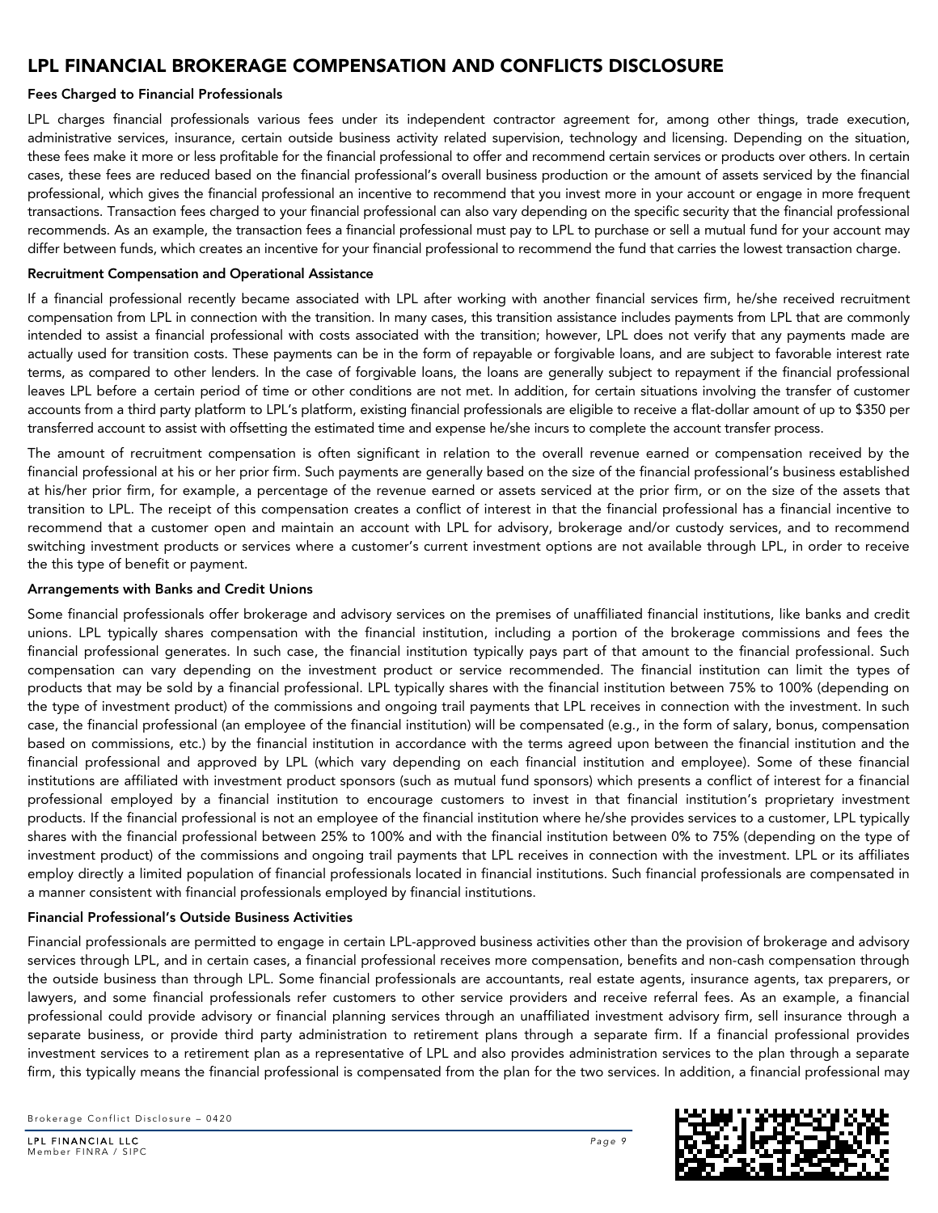# LPL FINANCIAL BROKERAGE COMPENSATION AND CONFLICTS DISCLOSURE

### Fees Charged to Financial Professionals

LPL charges financial professionals various fees under its independent contractor agreement for, among other things, trade execution, administrative services, insurance, certain outside business activity related supervision, technology and licensing. Depending on the situation, these fees make it more or less profitable for the financial professional to offer and recommend certain services or products over others. In certain cases, these fees are reduced based on the financial professional's overall business production or the amount of assets serviced by the financial professional, which gives the financial professional an incentive to recommend that you invest more in your account or engage in more frequent transactions. Transaction fees charged to your financial professional can also vary depending on the specific security that the financial professional recommends. As an example, the transaction fees a financial professional must pay to LPL to purchase or sell a mutual fund for your account may differ between funds, which creates an incentive for your financial professional to recommend the fund that carries the lowest transaction charge.

### Recruitment Compensation and Operational Assistance

If a financial professional recently became associated with LPL after working with another financial services firm, he/she received recruitment compensation from LPL in connection with the transition. In many cases, this transition assistance includes payments from LPL that are commonly intended to assist a financial professional with costs associated with the transition; however, LPL does not verify that any payments made are actually used for transition costs. These payments can be in the form of repayable or forgivable loans, and are subject to favorable interest rate terms, as compared to other lenders. In the case of forgivable loans, the loans are generally subject to repayment if the financial professional leaves LPL before a certain period of time or other conditions are not met. In addition, for certain situations involving the transfer of customer accounts from a third party platform to LPL's platform, existing financial professionals are eligible to receive a flat-dollar amount of up to $350 per transferred account to assist with offsetting the estimated time and expense he/she incurs to complete the account transfer process.

The amount of recruitment compensation is often significant in relation to the overall revenue earned or compensation received by the financial professional at his or her prior firm. Such payments are generally based on the size of the financial professional's business established at his/her prior firm, for example, a percentage of the revenue earned or assets serviced at the prior firm, or on the size of the assets that transition to LPL. The receipt of this compensation creates a conflict of interest in that the financial professional has a financial incentive to recommend that a customer open and maintain an account with LPL for advisory, brokerage and/or custody services, and to recommend switching investment products or services where a customer's current investment options are not available through LPL, in order to receive the this type of benefit or payment.

### Arrangements with Banks and Credit Unions

Some financial professionals offer brokerage and advisory services on the premises of unaffiliated financial institutions, like banks and credit unions. LPL typically shares compensation with the financial institution, including a portion of the brokerage commissions and fees the financial professional generates. In such case, the financial institution typically pays part of that amount to the financial professional. Such compensation can vary depending on the investment product or service recommended. The financial institution can limit the types of products that may be sold by a financial professional. LPL typically shares with the financial institution between 75% to 100% (depending on the type of investment product) of the commissions and ongoing trail payments that LPL receives in connection with the investment. In such case, the financial professional (an employee of the financial institution) will be compensated (e.g., in the form of salary, bonus, compensation based on commissions, etc.) by the financial institution in accordance with the terms agreed upon between the financial institution and the financial professional and approved by LPL (which vary depending on each financial institution and employee). Some of these financial institutions are affiliated with investment product sponsors (such as mutual fund sponsors) which presents a conflict of interest for a financial professional employed by a financial institution to encourage customers to invest in that financial institution's proprietary investment products. If the financial professional is not an employee of the financial institution where he/she provides services to a customer, LPL typically shares with the financial professional between 25% to 100% and with the financial institution between 0% to 75% (depending on the type of investment product) of the commissions and ongoing trail payments that LPL receives in connection with the investment. LPL or its affiliates employ directly a limited population of financial professionals located in financial institutions. Such financial professionals are compensated in a manner consistent with financial professionals employed by financial institutions.

### Financial Professional's Outside Business Activities

Financial professionals are permitted to engage in certain LPL-approved business activities other than the provision of brokerage and advisory services through LPL, and in certain cases, a financial professional receives more compensation, benefits and non-cash compensation through the outside business than through LPL. Some financial professionals are accountants, real estate agents, insurance agents, tax preparers, or lawyers, and some financial professionals refer customers to other service providers and receive referral fees. As an example, a financial professional could provide advisory or financial planning services through an unaffiliated investment advisory firm, sell insurance through a separate business, or provide third party administration to retirement plans through a separate firm. If a financial professional provides investment services to a retirement plan as a representative of LPL and also provides administration services to the plan through a separate firm, this typically means the financial professional is compensated from the plan for the two services. In addition, a financial professional may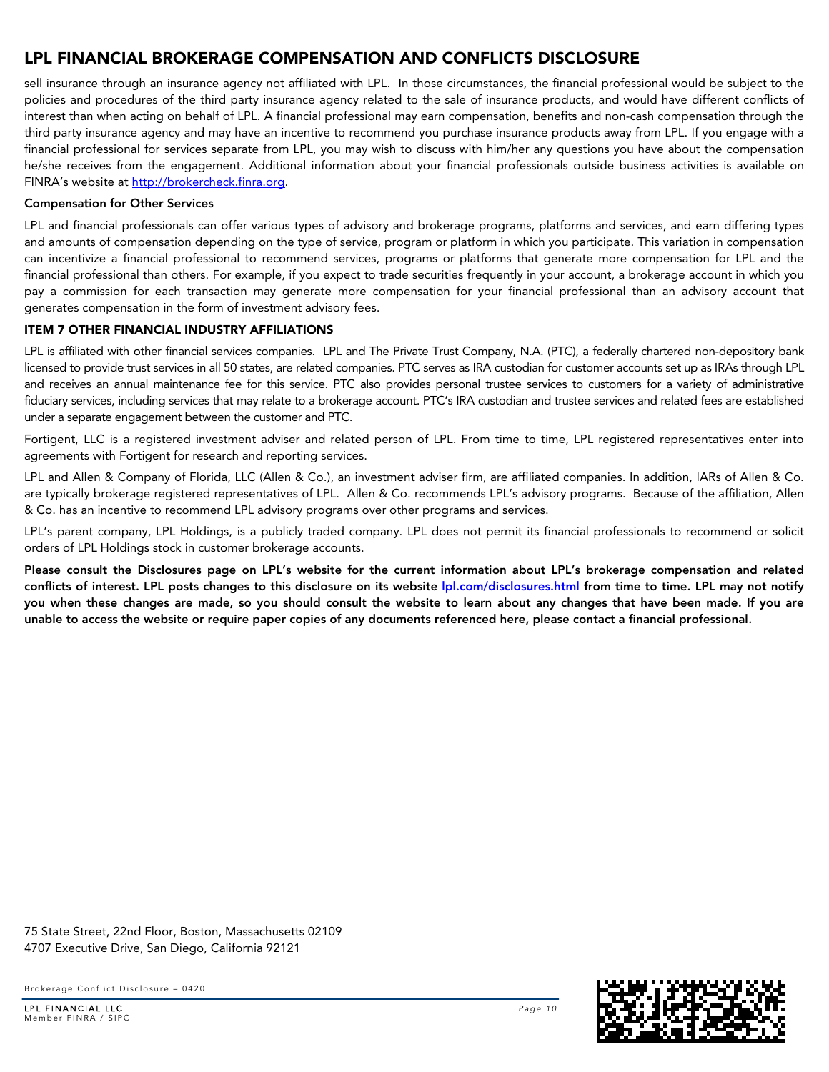sell insurance through an insurance agency not affiliated with LPL. In those circumstances, the financial professional would be subject to the policies and procedures of the third party insurance agency related to the sale of insurance products, and would have different conflicts of interest than when acting on behalf of LPL. A financial professional may earn compensation, benefits and non-cash compensation through the third party insurance agency and may have an incentive to recommend you purchase insurance products away from LPL. If you engage with a financial professional for services separate from LPL, you may wish to discuss with him/her any questions you have about the compensation he/she receives from the engagement. Additional information about your financial professionals outside business activities is available on FINRA's website at http://brokercheck.finra.org.

**Compensation for Other Services**

LPL and financial professionals can offer various types of advisory and brokerage programs, platforms and services, and earn differing types and amounts of compensation depending on the type of service, program or platform in which you participate. This variation in compensation can incentivize a financial professional to recommend services, programs or platforms that generate more compensation for LPL and the financial professional than others. For example, if you expect to trade securities frequently in your account, a brokerage account in which you pay a commission for each transaction may generate more compensation for your financial professional than an advisory account that generates compensation in the form of investment advisory fees.

## ITEM 7 OTHER FINANCIAL INDUSTRY AFFILIATIONS

LPL is affiliated with other financial services companies. LPL and The Private Trust Company, N.A. (PTC), a federally chartered non-depository bank licensed to provide trust services in all 50 states, are related companies. PTC serves as IRA custodian for customer accounts set up as IRAs through LPL and receives an annual maintenance fee for this service. PTC also provides personal trustee services to customers for a variety of administrative fiduciary services, including services that may relate to a brokerage account. PTC's IRA custodian and trustee services and related fees are established under a separate engagement between the customer and PTC.

Fortigent, LLC is a registered investment adviser and related person of LPL. From time to time, LPL registered representatives enter into agreements with Fortigent for research and reporting services.

LPL and Allen & Company of Florida, LLC (Allen & Co.), an investment adviser firm, are affiliated companies. In addition, IARs of Allen & Co. are typically brokerage registered representatives of LPL. Allen & Co. recommends LPL's advisory programs. Because of the affiliation, Allen & Co. has an incentive to recommend LPL advisory programs over other programs and services.

LPL's parent company, LPL Holdings, is a publicly traded company. LPL does not permit its financial professionals to recommend or solicit orders of LPL Holdings stock in customer brokerage accounts.

**Please consult the Disclosures page on LPL's website for the current information about LPL's brokerage compensation and related conflicts of interest. LPL posts changes to this disclosure on its website lpl.com/disclosures.html from time to time. LPL may not notify you when these changes are made, so you should consult the website to learn about any changes that have been made. If you are unable to access the website or require paper copies of any documents referenced here, please contact a financial professional.**

75 State Street, 22nd Floor, Boston, Massachusetts 02109
4707 Executive Drive, San Diego, California 92121

Brokerage Conflict Disclosure – 0420

LPL FINANCIAL LLC
Member FINRA / SIPC